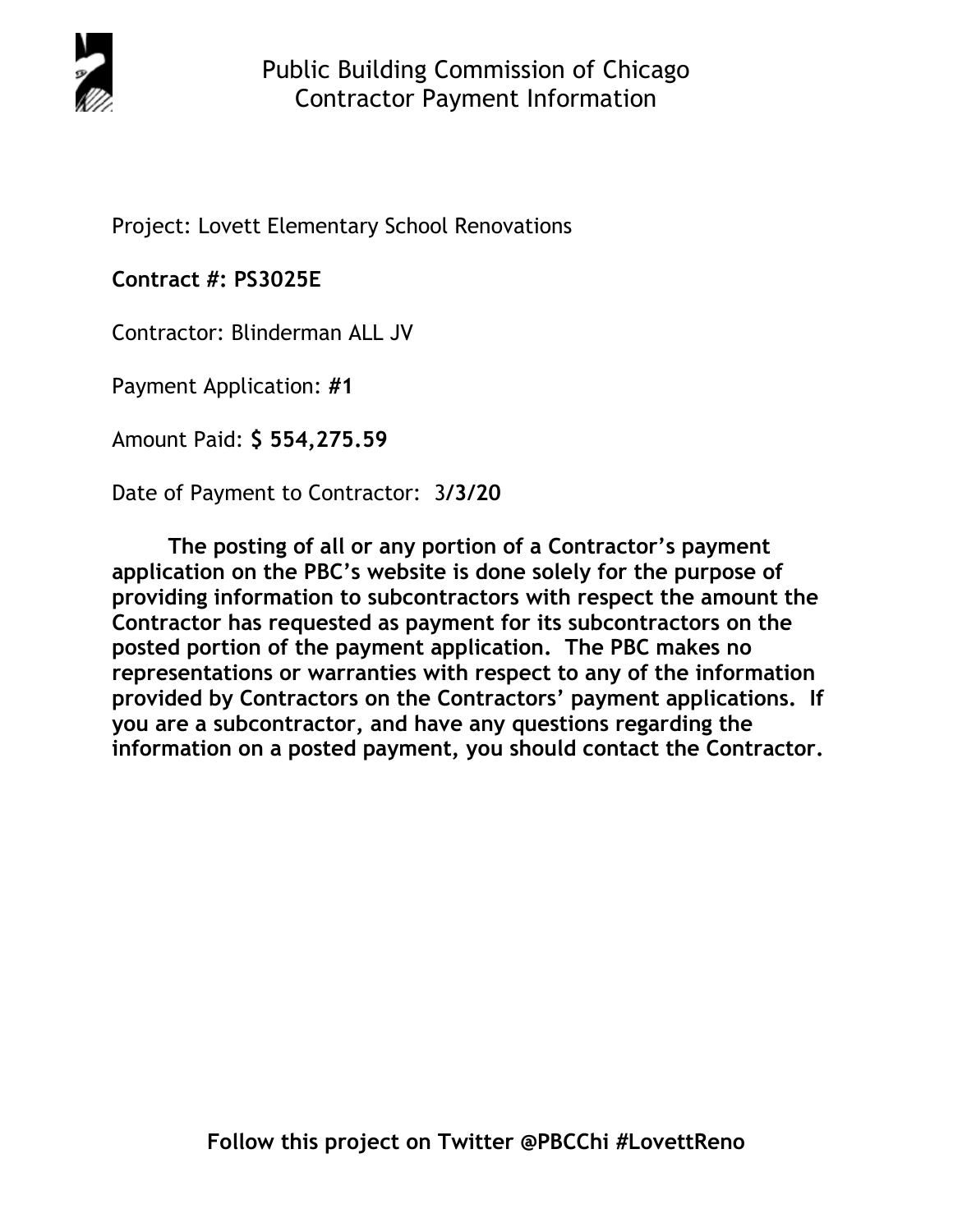# Public Building Commission of Chicago
## Contractor Payment Information

Project: Lovett Elementary School Renovations

**Contract #: PS3025E**

Contractor: Blinderman ALL JV

Payment Application: **#1**

Amount Paid: **$ 554,275.59**

Date of Payment to Contractor: 3**/3/20**

**The posting of all or any portion of a Contractor's payment application on the PBC's website is done solely for the purpose of providing information to subcontractors with respect the amount the Contractor has requested as payment for its subcontractors on the posted portion of the payment application. The PBC makes no representations or warranties with respect to any of the information provided by Contractors on the Contractors' payment applications. If you are a subcontractor, and have any questions regarding the information on a posted payment, you should contact the Contractor.**

**Follow this project on Twitter @PBCChi #LovettReno**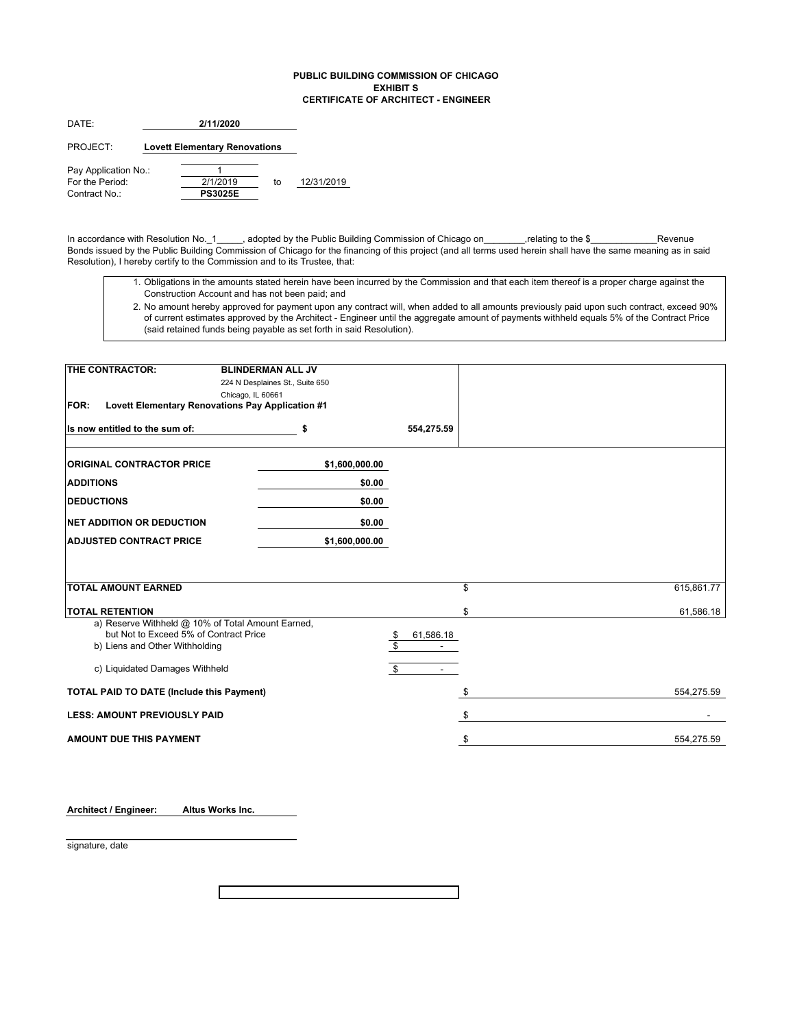**PUBLIC BUILDING COMMISSION OF CHICAGO**
**EXHIBIT S**
**CERTIFICATE OF ARCHITECT - ENGINEER**

DATE: **2/11/2020**

PROJECT: **Lovett Elementary Renovations**

Pay Application No.: 1
For the Period: 2/1/2019 to 12/31/2019
Contract No.: **PS3025E**

In accordance with Resolution No._1_____, adopted by the Public Building Commission of Chicago on________,relating to the $_____________Revenue Bonds issued by the Public Building Commission of Chicago for the financing of this project (and all terms used herein shall have the same meaning as in said Resolution), I hereby certify to the Commission and to its Trustee, that:

1. Obligations in the amounts stated herein have been incurred by the Commission and that each item thereof is a proper charge against the Construction Account and has not been paid; and
2. No amount hereby approved for payment upon any contract will, when added to all amounts previously paid upon such contract, exceed 90% of current estimates approved by the Architect - Engineer until the aggregate amount of payments withheld equals 5% of the Contract Price (said retained funds being payable as set forth in said Resolution).

**THE CONTRACTOR:** **BLINDERMAN ALL JV**
224 N Desplaines St., Suite 650
Chicago, IL 60661

**FOR: Lovett Elementary Renovations Pay Application #1**

**Is now entitled to the sum of:** **$ 554,275.59**

| | |
|---|---|
| **ORIGINAL CONTRACTOR PRICE** | **$1,600,000.00** |
| **ADDITIONS** | **$0.00** |
| **DEDUCTIONS** | **$0.00** |
| **NET ADDITION OR DEDUCTION** | **$0.00** |
| **ADJUSTED CONTRACT PRICE** | **$1,600,000.00** |

| | | |
|---|---|---|
| **TOTAL AMOUNT EARNED** | | $ 615,861.77 |
| **TOTAL RETENTION** | | $ 61,586.18 |
| a) Reserve Withheld @ 10% of Total Amount Earned, but Not to Exceed 5% of Contract Price | $ 61,586.18 | |
| b) Liens and Other Withholding | $ - | |
| c) Liquidated Damages Withheld | $ - | |
| **TOTAL PAID TO DATE (Include this Payment)** | | $ 554,275.59 |
| **LESS: AMOUNT PREVIOUSLY PAID** | | $ - |
| **AMOUNT DUE THIS PAYMENT** | | $ 554,275.59 |

**Architect / Engineer:** **Altus Works Inc.**

signature, date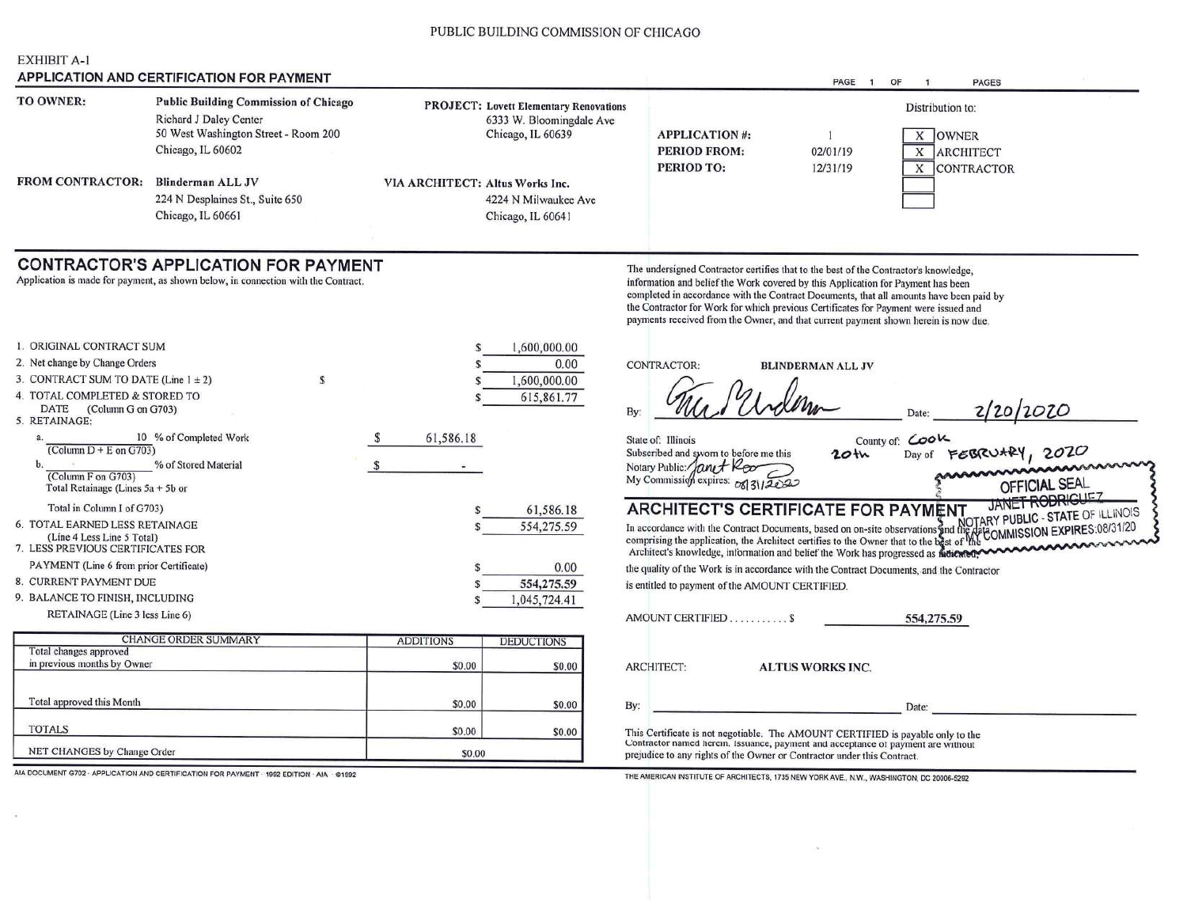PUBLIC BUILDING COMMISSION OF CHICAGO

EXHIBIT A-1

## APPLICATION AND CERTIFICATION FOR PAYMENT

PAGE 1 OF 1 PAGES

| | | | |
|---|---|---|---|
| **TO OWNER:** | **Public Building Commission of Chicago**<br>Richard J Daley Center<br>50 West Washington Street - Room 200<br>Chicago, IL 60602 | **PROJECT:** | **Lovett Elementary Renovations**<br>6333 W. Bloomingdale Ave<br>Chicago, IL 60639 |
| **FROM CONTRACTOR:** | **Blinderman ALL JV**<br>224 N Desplaines St., Suite 650<br>Chicago, IL 60661 | **VIA ARCHITECT:** | **Altus Works Inc.**<br>4224 N Milwaukee Ave<br>Chicago, IL 60641 |

| | |
|---|---|
| **APPLICATION #:** | 1 |
| **PERIOD FROM:** | 02/01/19 |
| **PERIOD TO:** | 12/31/19 |

Distribution to:

- X OWNER
- X ARCHITECT
- X CONTRACTOR

## CONTRACTOR'S APPLICATION FOR PAYMENT

Application is made for payment, as shown below, in connection with the Contract.

1. ORIGINAL CONTRACT SUM — $ 1,600,000.00
2. Net change by Change Orders — $ 0.00
3. CONTRACT SUM TO DATE (Line 1 ± 2) — $ 1,600,000.00
4. TOTAL COMPLETED & STORED TO DATE (Column G on G703) — $ 615,861.77
5. RETAINAGE:
   a. 10 % of Completed Work (Column D + E on G703) — $ 61,586.18
   b. ___ % of Stored Material (Column F on G703) — $ -

   Total Retainage (Lines 5a + 5b or Total in Column I of G703) — $ 61,586.18
6. TOTAL EARNED LESS RETAINAGE (Line 4 Less Line 5 Total) — $ 554,275.59
7. LESS PREVIOUS CERTIFICATES FOR PAYMENT (Line 6 from prior Certificate) — $ 0.00
8. CURRENT PAYMENT DUE — $ 554,275.59
9. BALANCE TO FINISH, INCLUDING RETAINAGE (Line 3 less Line 6) — $ 1,045,724.41

| CHANGE ORDER SUMMARY | ADDITIONS | DEDUCTIONS |
|---|---|---|
| Total changes approved in previous months by Owner | $0.00 | $0.00 |
| Total approved this Month | $0.00 | $0.00 |
| TOTALS | $0.00 | $0.00 |
| NET CHANGES by Change Order | $0.00 | |

The undersigned Contractor certifies that to the best of the Contractor's knowledge, information and belief the Work covered by this Application for Payment has been completed in accordance with the Contract Documents, that all amounts have been paid by the Contractor for Work for which previous Certificates for Payment were issued and payments received from the Owner, and that current payment shown herein is now due.

CONTRACTOR: **BLINDERMAN ALL JV**

By: [signature] Date: 2/20/2020

State of: Illinois County of: Cook

Subscribed and sworn to before me this 20th Day of February, 2020

Notary Public: Janet Rodriguez [signature]

My Commission expires: 08/31/2020

OFFICIAL SEAL
JANET RODRIGUEZ
NOTARY PUBLIC - STATE OF ILLINOIS
MY COMMISSION EXPIRES:08/31/20

## ARCHITECT'S CERTIFICATE FOR PAYMENT

In accordance with the Contract Documents, based on on-site observations and the data comprising the application, the Architect certifies to the Owner that to the best of the Architect's knowledge, information and belief the Work has progressed as indicated, the quality of the Work is in accordance with the Contract Documents, and the Contractor is entitled to payment of the AMOUNT CERTIFIED.

AMOUNT CERTIFIED . . . . . . . . . . $ 554,275.59

ARCHITECT: **ALTUS WORKS INC.**

By: ______________________ Date: ______________

This Certificate is not negotiable. The AMOUNT CERTIFIED is payable only to the Contractor named herein. Issuance, payment and acceptance of payment are without prejudice to any rights of the Owner or Contractor under this Contract.

AIA DOCUMENT G702 · APPLICATION AND CERTIFICATION FOR PAYMENT · 1992 EDITION · AIA · ©1992

THE AMERICAN INSTITUTE OF ARCHITECTS, 1735 NEW YORK AVE., N.W., WASHINGTON, DC 20006-5292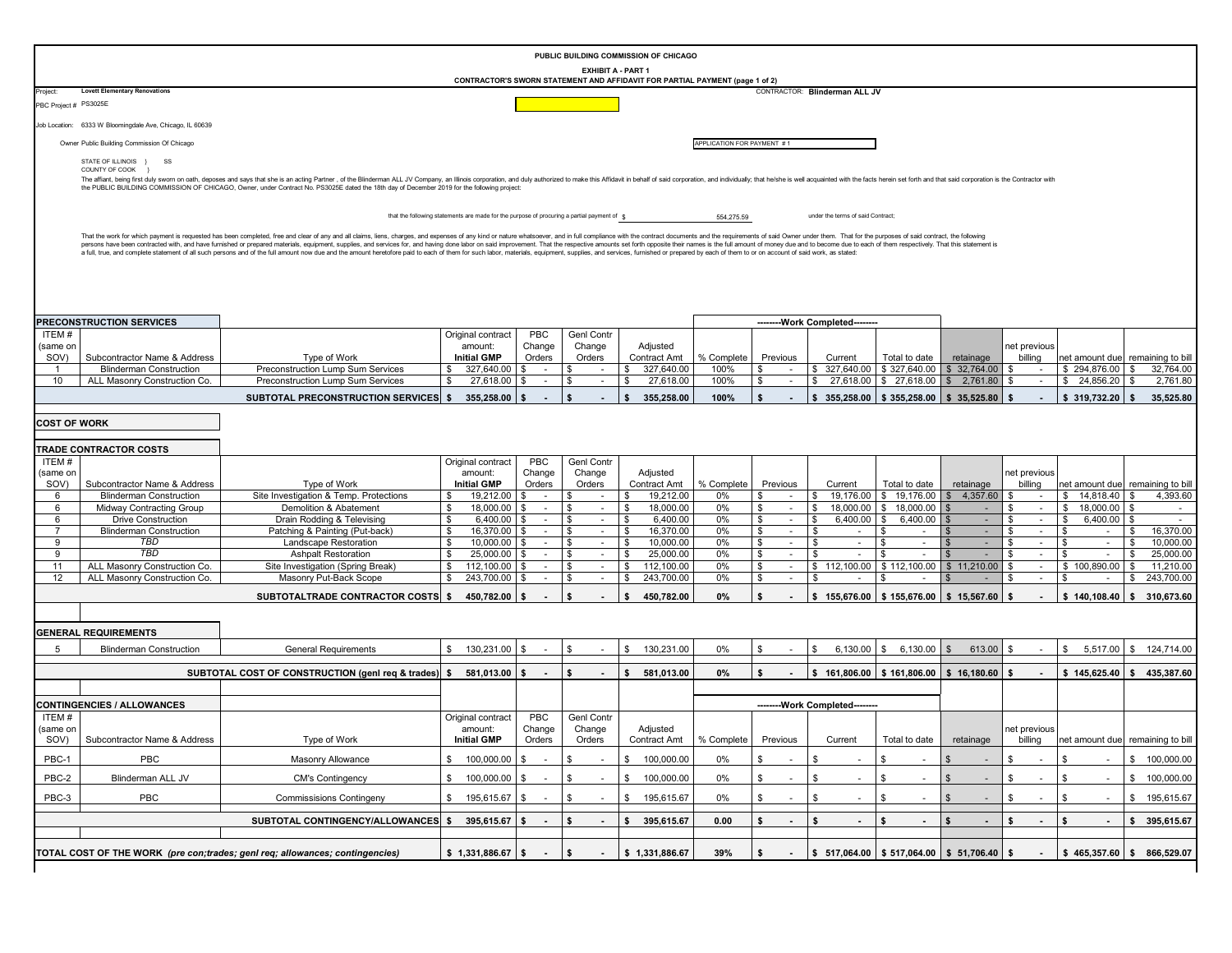PUBLIC BUILDING COMMISSION OF CHICAGO

EXHIBIT A - PART 1

CONTRACTOR'S SWORN STATEMENT AND AFFIDAVIT FOR PARTIAL PAYMENT (page 1 of 2)

Project: **Lovett Elementary Renovations**

CONTRACTOR: **Blinderman ALL JV**

PBC Project # PS3025E

Job Location: 6333 W Bloomingdale Ave, Chicago, IL 60639

Owner Public Building Commission Of Chicago

APPLICATION FOR PAYMENT # 1

STATE OF ILLINOIS } SS
COUNTY OF COOK }

The affiant, being first duly sworn on oath, deposes and says that she is an acting Partner , of the Blinderman ALL JV Company, an Illinois corporation, and duly authorized to make this Affidavit in behalf of said corporation, and individually; that he/she is well acquainted with the facts herein set forth and that said corporation is the Contractor with the PUBLIC BUILDING COMMISSION OF CHICAGO, Owner, under Contract No. PS3025E dated the 18th day of December 2019 for the following project:

that the following statements are made for the purpose of procuring a partial payment of $ 554,275.59 under the terms of said Contract;

That the work for which payment is requested has been completed, free and clear of any and all claims, liens, charges, and expenses of any kind or nature whatsoever, and in full compliance with the contract documents and the requirements of said Owner under them. That for the purposes of said contract, the following persons have been contracted with, and have furnished or prepared materials, equipment, supplies, and services for, and having done labor on said improvement. That the respective amounts set forth opposite their names is the full amount of money due and to become due to each of them respectively. That this statement is a full, true, and complete statement of all such persons and of the full amount now due and the amount heretofore paid to each of them for such labor, materials, equipment, supplies, and services, furnished or prepared by each of them to or on account of said work, as stated:

| **PRECONSTRUCTION SERVICES** | | | | | | | --------Work Completed-------- | | | | | | | |
|---|---|---|---|---|---|---|---|---|---|---|---|---|---|---|
| ITEM # (same on SOV) | Subcontractor Name & Address | Type of Work | Original contract amount: **Initial GMP** | PBC Change Orders | Genl Contr Change Orders | Adjusted Contract Amt | % Complete | Previous | Current | Total to date | retainage | net previous billing | net amount due | remaining to bill |
| 1 | Blinderman Construction | Preconstruction Lump Sum Services | $ 327,640.00 | $ - | $ - | $ 327,640.00 | 100% | $ - | $ 327,640.00 | $ 327,640.00 | $ 32,764.00 | $ - | $ 294,876.00 | $ 32,764.00 |
| 10 | ALL Masonry Construction Co. | Preconstruction Lump Sum Services | $ 27,618.00 | $ - | $ - | $ 27,618.00 | 100% | $ - | $ 27,618.00 | $ 27,618.00 | $ 2,761.80 | $ - | $ 24,856.20 | $ 2,761.80 |
| | | **SUBTOTAL PRECONSTRUCTION SERVICES** | **$ 355,258.00** | **$ -** | **$ -** | **$ 355,258.00** | **100%** | **$ -** | **$ 355,258.00** | **$ 355,258.00** | **$ 35,525.80** | **$ -** | **$ 319,732.20** | **$ 35,525.80** |

**COST OF WORK**

| **TRADE CONTRACTOR COSTS** | | | | | | | | | | | | | | |
|---|---|---|---|---|---|---|---|---|---|---|---|---|---|---|
| ITEM # (same on SOV) | Subcontractor Name & Address | Type of Work | Original contract amount: **Initial GMP** | PBC Change Orders | Genl Contr Change Orders | Adjusted Contract Amt | % Complete | Previous | Current | Total to date | retainage | net previous billing | net amount due | remaining to bill |
| 6 | Blinderman Construction | Site Investigation & Temp. Protections | $ 19,212.00 | $ - | $ - | $ 19,212.00 | 0% | $ - | $ 19,176.00 | $ 19,176.00 | $ 4,357.60 | $ - | $ 14,818.40 | $ 4,393.60 |
| 6 | Midway Contracting Group | Demolition & Abatement | $ 18,000.00 | $ - | $ - | $ 18,000.00 | 0% | $ - | $ 18,000.00 | $ 18,000.00 | $ - | $ - | $ 18,000.00 | $ - |
| 6 | Drive Construction | Drain Rodding & Televising | $ 6,400.00 | $ - | $ - | $ 6,400.00 | 0% | $ - | $ 6,400.00 | $ 6,400.00 | $ - | $ - | $ 6,400.00 | $ - |
| 7 | Blinderman Construction | Patching & Painting (Put-back) | $ 16,370.00 | $ - | $ - | $ 16,370.00 | 0% | $ - | $ - | $ - | $ - | $ - | $ - | $ 16,370.00 |
| 9 | *TBD* | Landscape Restoration | $ 10,000.00 | $ - | $ - | $ 10,000.00 | 0% | $ - | $ - | $ - | $ - | $ - | $ - | $ 10,000.00 |
| 9 | *TBD* | Ashpalt Restoration | $ 25,000.00 | $ - | $ - | $ 25,000.00 | 0% | $ - | $ - | $ - | $ - | $ - | $ - | $ 25,000.00 |
| 11 | ALL Masonry Construction Co. | Site Investigation (Spring Break) | $ 112,100.00 | $ - | $ - | $ 112,100.00 | 0% | $ - | $ 112,100.00 | $ 112,100.00 | $ 11,210.00 | $ - | $ 100,890.00 | $ 11,210.00 |
| 12 | ALL Masonry Construction Co. | Masonry Put-Back Scope | $ 243,700.00 | $ - | $ - | $ 243,700.00 | 0% | $ - | $ - | $ - | $ - | $ - | $ - | $ 243,700.00 |
| | | **SUBTOTALTRADE CONTRACTOR COSTS** | **$ 450,782.00** | **$ -** | **$ -** | **$ 450,782.00** | **0%** | **$ -** | **$ 155,676.00** | **$ 155,676.00** | **$ 15,567.60** | **$ -** | **$ 140,108.40** | **$ 310,673.60** |

| **GENERAL REQUIREMENTS** | | | | | | | | | | | | | | |
|---|---|---|---|---|---|---|---|---|---|---|---|---|---|---|
| 5 | Blinderman Construction | General Requirements | $ 130,231.00 | $ - | $ - | $ 130,231.00 | 0% | $ - | $ 6,130.00 | $ 6,130.00 | $ 613.00 | $ - | $ 5,517.00 | $ 124,714.00 |
| | | **SUBTOTAL COST OF CONSTRUCTION (genl req & trades)** | **$ 581,013.00** | **$ -** | **$ -** | **$ 581,013.00** | **0%** | **$ -** | **$ 161,806.00** | **$ 161,806.00** | **$ 16,180.60** | **$ -** | **$ 145,625.40** | **$ 435,387.60** |

| **CONTINGENCIES / ALLOWANCES** | | | | | | | --------Work Completed-------- | | | | | | | |
|---|---|---|---|---|---|---|---|---|---|---|---|---|---|---|
| ITEM # (same on SOV) | Subcontractor Name & Address | Type of Work | Original contract amount: **Initial GMP** | PBC Change Orders | Genl Contr Change Orders | Adjusted Contract Amt | % Complete | Previous | Current | Total to date | retainage | net previous billing | net amount due | remaining to bill |
| PBC-1 | PBC | Masonry Allowance | $ 100,000.00 | $ - | $ - | $ 100,000.00 | 0% | $ - | $ - | $ - | $ - | $ - | $ - | $ 100,000.00 |
| PBC-2 | Blinderman ALL JV | CM's Contingency | $ 100,000.00 | $ - | $ - | $ 100,000.00 | 0% | $ - | $ - | $ - | $ - | $ - | $ - | $ 100,000.00 |
| PBC-3 | PBC | Commissisions Contingeny | $ 195,615.67 | $ - | $ - | $ 195,615.67 | 0% | $ - | $ - | $ - | $ - | $ - | $ - | $ 195,615.67 |
| | | **SUBTOTAL CONTINGENCY/ALLOWANCES** | **$ 395,615.67** | **$ -** | **$ -** | **$ 395,615.67** | **0.00** | **$ -** | **$ -** | **$ -** | **$ -** | **$ -** | **$ -** | **$ 395,615.67** |
| **TOTAL COST OF THE WORK** *(pre con;trades; genl req; allowances; contingencies)* | | | **$ 1,331,886.67** | **$ -** | **$ -** | **$ 1,331,886.67** | **39%** | **$ -** | **$ 517,064.00** | **$ 517,064.00** | **$ 51,706.40** | **$ -** | **$ 465,357.60** | **$ 866,529.07** |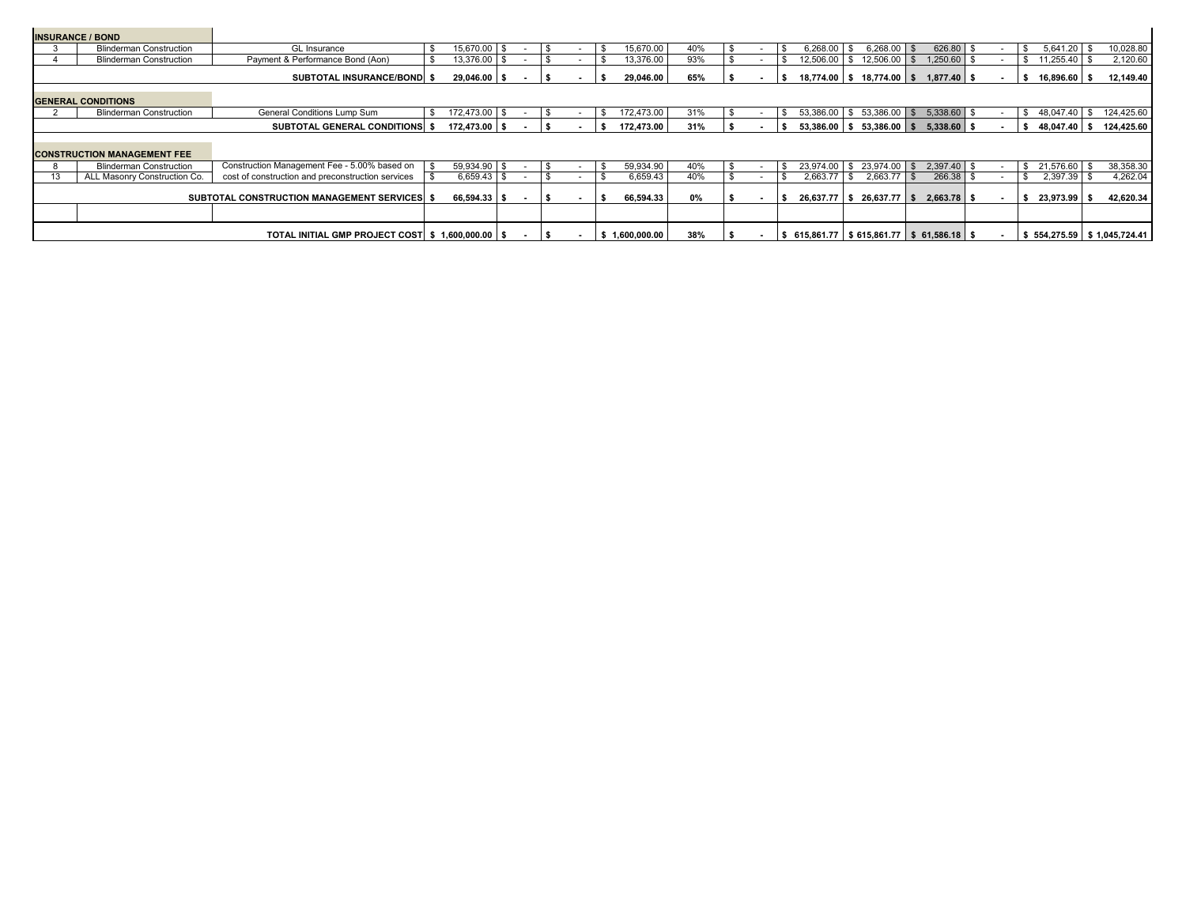| | | | | | | | | | | | | | |
|---|---|---|---|---|---|---|---|---|---|---|---|---|---|
| **INSURANCE / BOND** | | | | | | | | | | | | | |
| 3 | Blinderman Construction | GL Insurance | $ 15,670.00 | $ - | $ - | $ 15,670.00 | 40% | $ - | $ 6,268.00 | $ 6,268.00 | $ 626.80 | $ - | $ 5,641.20 | $ 10,028.80 |
| 4 | Blinderman Construction | Payment & Performance Bond (Aon) | $ 13,376.00 | $ - | $ - | $ 13,376.00 | 93% | $ - | $ 12,506.00 | $ 12,506.00 | $ 1,250.60 | $ - | $ 11,255.40 | $ 2,120.60 |
| | | **SUBTOTAL INSURANCE/BOND** | **$ 29,046.00** | **$ -** | **$ -** | **$ 29,046.00** | **65%** | **$ -** | **$ 18,774.00** | **$ 18,774.00** | **$ 1,877.40** | **$ -** | **$ 16,896.60** | **$ 12,149.40** |
| **GENERAL CONDITIONS** | | | | | | | | | | | | | |
| 2 | Blinderman Construction | General Conditions Lump Sum | $ 172,473.00 | $ - | $ - | $ 172,473.00 | 31% | $ - | $ 53,386.00 | $ 53,386.00 | $ 5,338.60 | $ - | $ 48,047.40 | $ 124,425.60 |
| | | **SUBTOTAL GENERAL CONDITIONS** | **$ 172,473.00** | **$ -** | **$ -** | **$ 172,473.00** | **31%** | **$ -** | **$ 53,386.00** | **$ 53,386.00** | **$ 5,338.60** | **$ -** | **$ 48,047.40** | **$ 124,425.60** |
| **CONSTRUCTION MANAGEMENT FEE** | | | | | | | | | | | | | |
| 8 | Blinderman Construction | Construction Management Fee - 5.00% based on | $ 59,934.90 | $ - | $ - | $ 59,934.90 | 40% | $ - | $ 23,974.00 | $ 23,974.00 | $ 2,397.40 | $ - | $ 21,576.60 | $ 38,358.30 |
| 13 | ALL Masonry Construction Co. | cost of construction and preconstruction services | $ 6,659.43 | $ - | $ - | $ 6,659.43 | 40% | $ - | $ 2,663.77 | $ 2,663.77 | $ 266.38 | $ - | $ 2,397.39 | $ 4,262.04 |
| | | **SUBTOTAL CONSTRUCTION MANAGEMENT SERVICES** | **$ 66,594.33** | **$ -** | **$ -** | **$ 66,594.33** | **0%** | **$ -** | **$ 26,637.77** | **$ 26,637.77** | **$ 2,663.78** | **$ -** | **$ 23,973.99** | **$ 42,620.34** |
| | | **TOTAL INITIAL GMP PROJECT COST** | **$ 1,600,000.00** | **$ -** | **$ -** | **$ 1,600,000.00** | **38%** | **$ -** | **$ 615,861.77** | **$ 615,861.77** | **$ 61,586.18** | **$ -** | **$ 554,275.59** | **$ 1,045,724.41** |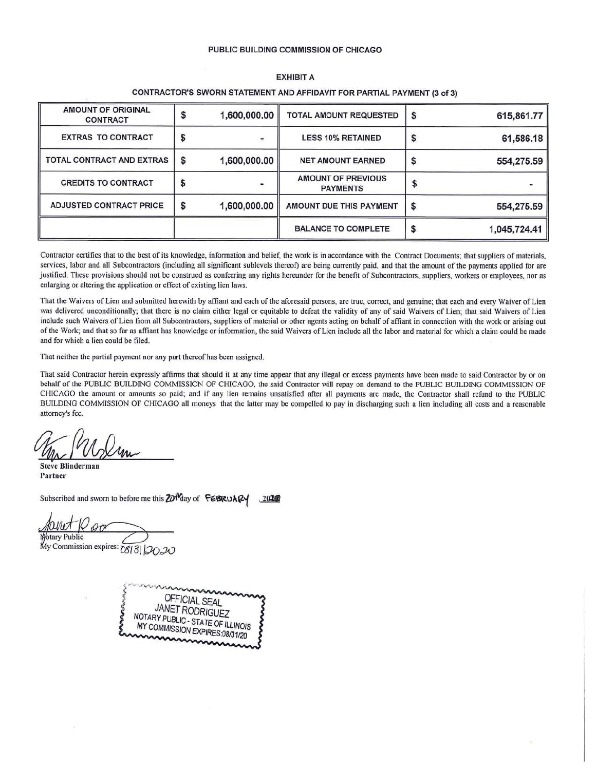PUBLIC BUILDING COMMISSION OF CHICAGO

EXHIBIT A

CONTRACTOR'S SWORN STATEMENT AND AFFIDAVIT FOR PARTIAL PAYMENT (3 of 3)

| | | | |
|---|---|---|---|
| AMOUNT OF ORIGINAL CONTRACT | $ 1,600,000.00 | TOTAL AMOUNT REQUESTED | $ 615,861.77 |
| EXTRAS TO CONTRACT | $ - | LESS 10% RETAINED | $ 61,586.18 |
| TOTAL CONTRACT AND EXTRAS | $ 1,600,000.00 | NET AMOUNT EARNED | $ 554,275.59 |
| CREDITS TO CONTRACT | $ - | AMOUNT OF PREVIOUS PAYMENTS | $ - |
| ADJUSTED CONTRACT PRICE | $ 1,600,000.00 | AMOUNT DUE THIS PAYMENT | $ 554,275.59 |
| | | BALANCE TO COMPLETE | $ 1,045,724.41 |

Contractor certifies that to the best of its knowledge, information and belief, the work is in accordance with the Contract Documents; that suppliers of materials, services, labor and all Subcontractors (including all significant sublevels thereof) are being currently paid, and that the amount of the payments applied for are justified. These provisions should not be construed as conferring any rights hereunder for the benefit of Subcontractors, suppliers, workers or employees, nor as enlarging or altering the application or effect of existing lien laws.

That the Waivers of Lien and submitted herewith by affiant and each of the aforesaid persons, are true, correct, and genuine; that each and every Waiver of Lien was delivered unconditionally; that there is no claim either legal or equitable to defeat the validity of any of said Waivers of Lien; that said Waivers of Lien include such Waivers of Lien from all Subcontractors, suppliers of material or other agents acting on behalf of affiant in connection with the work or arising out of the Work; and that so far as affiant has knowledge or information, the said Waivers of Lien include all the labor and material for which a claim could be made and for which a lien could be filed.

That neither the partial payment nor any part thereof has been assigned.

That said Contractor herein expressly affirms that should it at any time appear that any illegal or excess payments have been made to said Contractor by or on behalf of the PUBLIC BUILDING COMMISSION OF CHICAGO, the said Contractor will repay on demand to the PUBLIC BUILDING COMMISSION OF CHICAGO the amount or amounts so paid; and if any lien remains unsatisfied after all payments are made, the Contractor shall refund to the PUBLIC BUILDING COMMISSION OF CHICAGO all moneys that the latter may be compelled to pay in discharging such a lien including all costs and a reasonable attorney's fee.

Steve Blinderman
Partner

Subscribed and sworn to before me this 20th day of FEBRUARY 2020

Notary Public
My Commission expires: 08/31/2020

OFFICIAL SEAL
JANET RODRIGUEZ
NOTARY PUBLIC - STATE OF ILLINOIS
MY COMMISSION EXPIRES:08/31/20